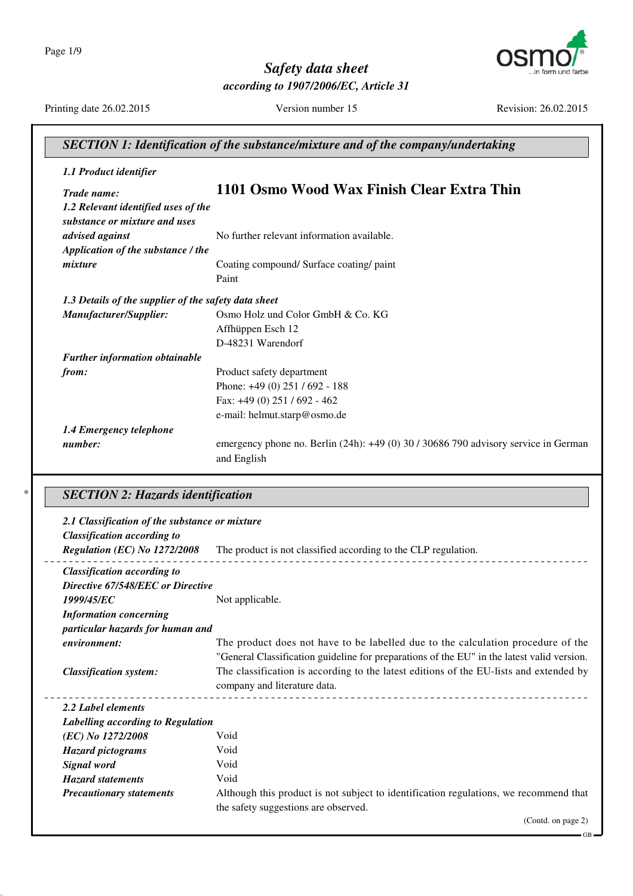# Safety data sheet

*according to 1907/2006/EC, Article 31*

Printing date 26.02.2015 | Version number 15 | Revision: 26.02.2015

## SECTION 1: Identification of the substance/mixture and of the company/undertaking

***1.1 Product identifier***

***Trade name:*** **1101 Osmo Wood Wax Finish Clear Extra Thin**

***1.2 Relevant identified uses of the substance or mixture and uses advised against*** No further relevant information available.

***Application of the substance / the mixture*** Coating compound/ Surface coating/ paint
Paint

***1.3 Details of the supplier of the safety data sheet***

***Manufacturer/Supplier:***
Osmo Holz und Color GmbH & Co. KG
Affhüppen Esch 12
D-48231 Warendorf

***Further information obtainable from:***
Product safety department
Phone: +49 (0) 251 / 692 - 188
Fax: +49 (0) 251 / 692 - 462
e-mail: helmut.starp@osmo.de

***1.4 Emergency telephone number:*** emergency phone no. Berlin (24h): +49 (0) 30 / 30686 790 advisory service in German and English

## * SECTION 2: Hazards identification

***2.1 Classification of the substance or mixture***

***Classification according to Regulation (EC) No 1272/2008*** The product is not classified according to the CLP regulation.

***Classification according to Directive 67/548/EEC or Directive 1999/45/EC*** Not applicable.

***Information concerning particular hazards for human and environment:*** The product does not have to be labelled due to the calculation procedure of the "General Classification guideline for preparations of the EU" in the latest valid version.

***Classification system:*** The classification is according to the latest editions of the EU-lists and extended by company and literature data.

***2.2 Label elements***

***Labelling according to Regulation (EC) No 1272/2008*** Void

***Hazard pictograms*** Void

***Signal word*** Void

***Hazard statements*** Void

***Precautionary statements*** Although this product is not subject to identification regulations, we recommend that the safety suggestions are observed.

(Contd. on page 2)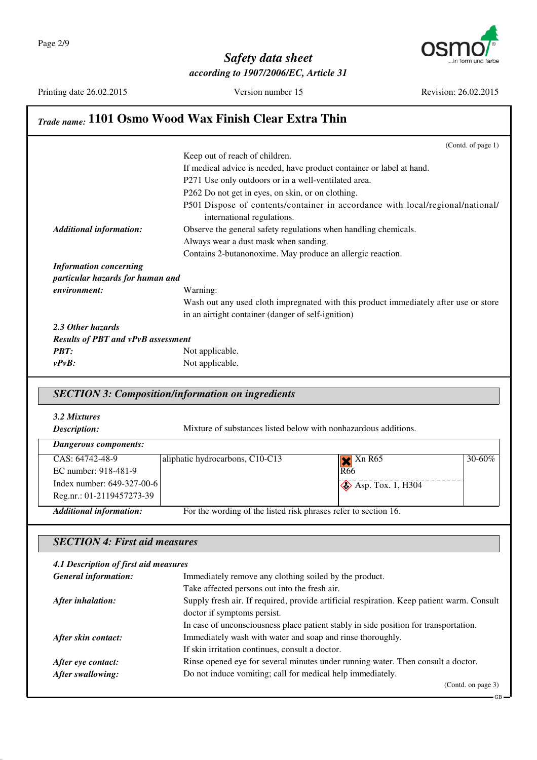## Trade name: 1101 Osmo Wood Wax Finish Clear Extra Thin

(Contd. of page 1)

Keep out of reach of children.
If medical advice is needed, have product container or label at hand.
P271 Use only outdoors or in a well-ventilated area.
P262 Do not get in eyes, on skin, or on clothing.
P501 Dispose of contents/container in accordance with local/regional/national/international regulations.

***Additional information:*** Observe the general safety regulations when handling chemicals.
Always wear a dust mask when sanding.
Contains 2-butanonoxime. May produce an allergic reaction.

***Information concerning particular hazards for human and environment:*** Warning:
Wash out any used cloth impregnated with this product immediately after use or store in an airtight container (danger of self-ignition)

***2.3 Other hazards***

***Results of PBT and vPvB assessment***

***PBT:*** Not applicable.

***vPvB:*** Not applicable.

## SECTION 3: Composition/information on ingredients

***3.2 Mixtures***

***Description:*** Mixture of substances listed below with nonhazardous additions.

***Dangerous components:***

| Identifiers | Name | Classification | Content |
|---|---|---|---|
| CAS: 64742-48-9<br>EC number: 918-481-9<br>Index number: 649-327-00-6<br>Reg.nr.: 01-2119457273-39 | aliphatic hydrocarbons, C10-C13 | Xn R65<br>R66<br>Asp. Tox. 1, H304 | 30-60% |

***Additional information:*** For the wording of the listed risk phrases refer to section 16.

## SECTION 4: First aid measures

***4.1 Description of first aid measures***

***General information:*** Immediately remove any clothing soiled by the product.
Take affected persons out into the fresh air.

***After inhalation:*** Supply fresh air. If required, provide artificial respiration. Keep patient warm. Consult doctor if symptoms persist.
In case of unconsciousness place patient stably in side position for transportation.

***After skin contact:*** Immediately wash with water and soap and rinse thoroughly.
If skin irritation continues, consult a doctor.

***After eye contact:*** Rinse opened eye for several minutes under running water. Then consult a doctor.

***After swallowing:*** Do not induce vomiting; call for medical help immediately.

(Contd. on page 3)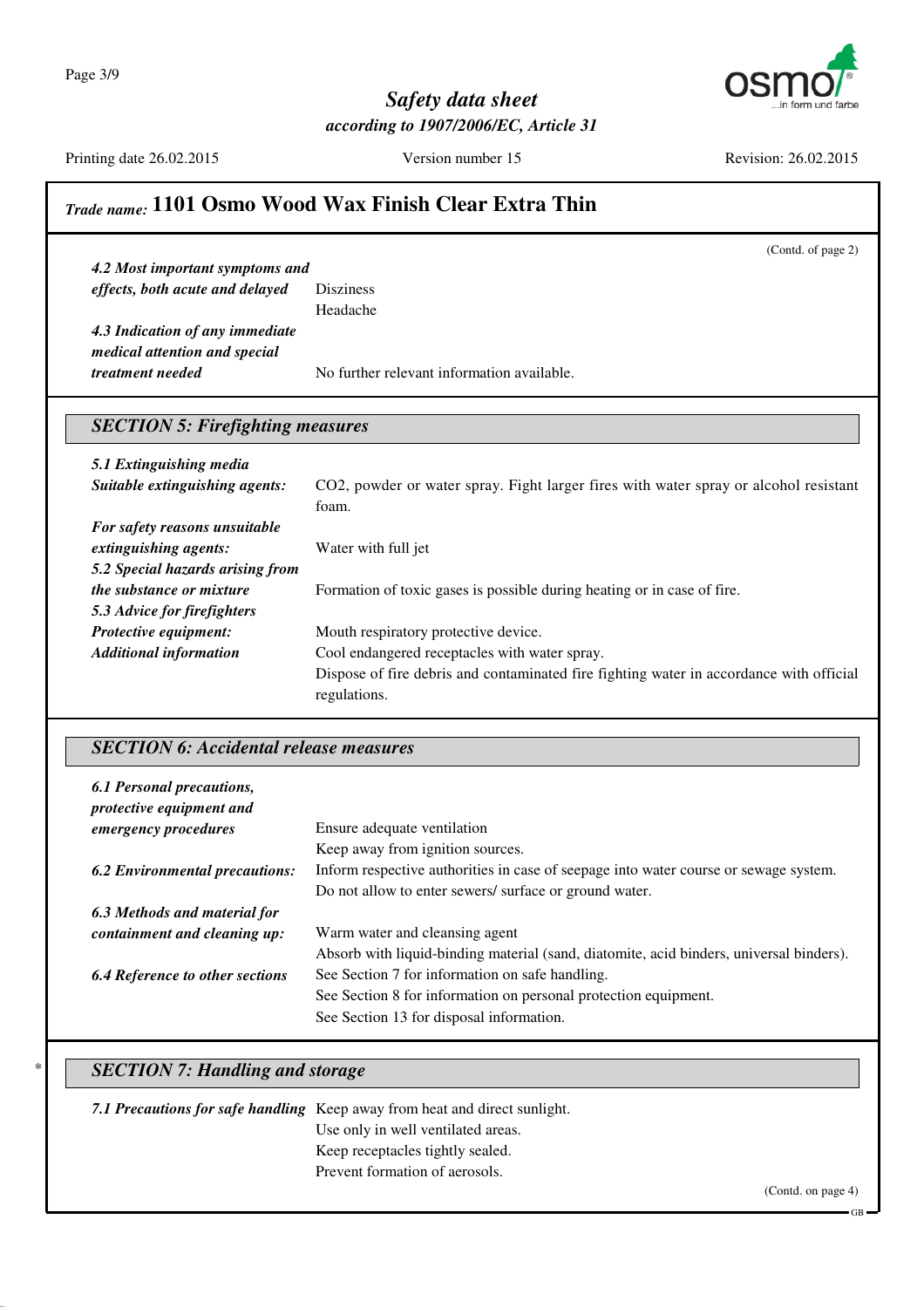## Trade name: 1101 Osmo Wood Wax Finish Clear Extra Thin

(Contd. of page 2)

**4.2 Most important symptoms and effects, both acute and delayed** Disziness
Headache

**4.3 Indication of any immediate medical attention and special treatment needed** No further relevant information available.

### SECTION 5: Firefighting measures

**5.1 Extinguishing media**

**Suitable extinguishing agents:** $CO_2$, powder or water spray. Fight larger fires with water spray or alcohol resistant foam.

**For safety reasons unsuitable extinguishing agents:** Water with full jet

**5.2 Special hazards arising from the substance or mixture** Formation of toxic gases is possible during heating or in case of fire.

**5.3 Advice for firefighters**

**Protective equipment:** Mouth respiratory protective device.

**Additional information** Cool endangered receptacles with water spray.
Dispose of fire debris and contaminated fire fighting water in accordance with official regulations.

### SECTION 6: Accidental release measures

**6.1 Personal precautions, protective equipment and emergency procedures** Ensure adequate ventilation
Keep away from ignition sources.

**6.2 Environmental precautions:** Inform respective authorities in case of seepage into water course or sewage system.
Do not allow to enter sewers/ surface or ground water.

**6.3 Methods and material for containment and cleaning up:** Warm water and cleansing agent
Absorb with liquid-binding material (sand, diatomite, acid binders, universal binders).

**6.4 Reference to other sections** See Section 7 for information on safe handling.
See Section 8 for information on personal protection equipment.
See Section 13 for disposal information.

\* 
### SECTION 7: Handling and storage

**7.1 Precautions for safe handling** Keep away from heat and direct sunlight.
Use only in well ventilated areas.
Keep receptacles tightly sealed.
Prevent formation of aerosols.

(Contd. on page 4)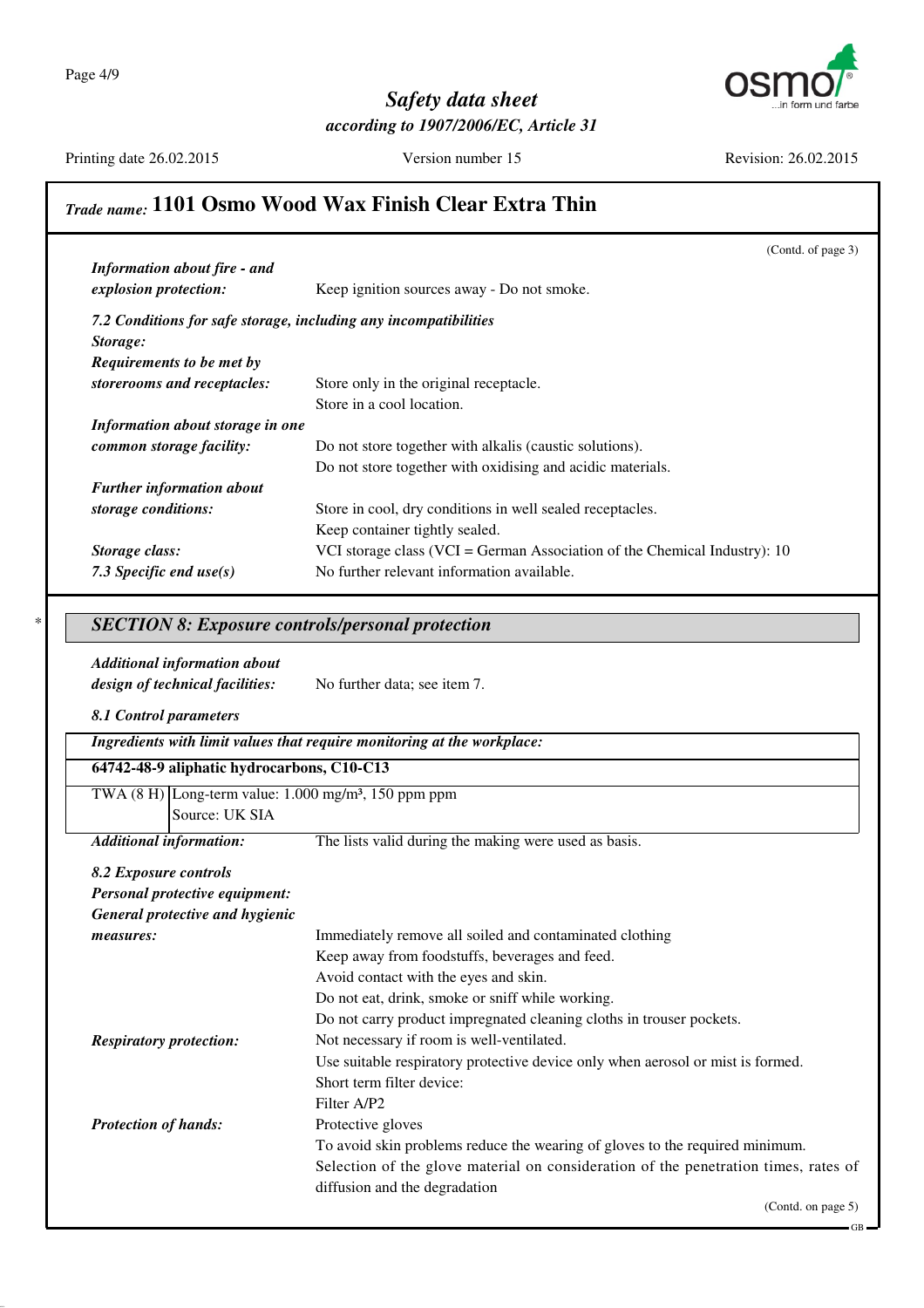**Trade name: 1101 Osmo Wood Wax Finish Clear Extra Thin**

(Contd. of page 3)

***Information about fire - and explosion protection:*** Keep ignition sources away - Do not smoke.

***7.2 Conditions for safe storage, including any incompatibilities***

***Storage:***

***Requirements to be met by storerooms and receptacles:***
Store only in the original receptacle.
Store in a cool location.

***Information about storage in one common storage facility:***
Do not store together with alkalis (caustic solutions).
Do not store together with oxidising and acidic materials.

***Further information about storage conditions:***
Store in cool, dry conditions in well sealed receptacles.
Keep container tightly sealed.

***Storage class:*** VCI storage class (VCI = German Association of the Chemical Industry): 10

***7.3 Specific end use(s)*** No further relevant information available.

* 

## *SECTION 8: Exposure controls/personal protection*

***Additional information about design of technical facilities:*** No further data; see item 7.

***8.1 Control parameters***

| ***Ingredients with limit values that require monitoring at the workplace:*** | |
|---|---|
| **64742-48-9 aliphatic hydrocarbons, C10-C13** | |
| TWA (8 H) | Long-term value: 1.000 mg/m³, 150 ppm ppm<br>Source: UK SIA |

***Additional information:*** The lists valid during the making were used as basis.

***8.2 Exposure controls***

***Personal protective equipment:***

***General protective and hygienic measures:***
Immediately remove all soiled and contaminated clothing
Keep away from foodstuffs, beverages and feed.
Avoid contact with the eyes and skin.
Do not eat, drink, smoke or sniff while working.
Do not carry product impregnated cleaning cloths in trouser pockets.

***Respiratory protection:***
Not necessary if room is well-ventilated.
Use suitable respiratory protective device only when aerosol or mist is formed.
Short term filter device:
Filter A/P2

***Protection of hands:***
Protective gloves
To avoid skin problems reduce the wearing of gloves to the required minimum.
Selection of the glove material on consideration of the penetration times, rates of diffusion and the degradation

(Contd. on page 5)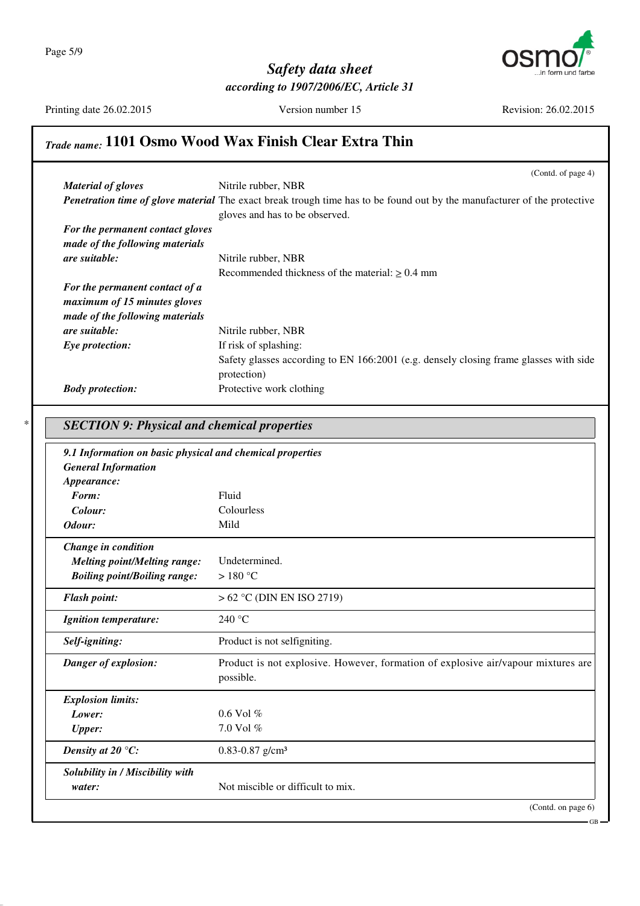**Trade name: 1101 Osmo Wood Wax Finish Clear Extra Thin**

(Contd. of page 4)

| | |
|---|---|
| ***Material of gloves*** | Nitrile rubber, NBR |
| ***Penetration time of glove material*** | The exact break trough time has to be found out by the manufacturer of the protective gloves and has to be observed. |
| ***For the permanent contact gloves made of the following materials are suitable:*** | Nitrile rubber, NBR<br>Recommended thickness of the material: ≥ 0.4 mm |
| ***For the permanent contact of a maximum of 15 minutes gloves made of the following materials are suitable:*** | Nitrile rubber, NBR |
| ***Eye protection:*** | If risk of splashing:<br>Safety glasses according to EN 166:2001 (e.g. densely closing frame glasses with side protection) |
| ***Body protection:*** | Protective work clothing |

## * SECTION 9: Physical and chemical properties

***9.1 Information on basic physical and chemical properties***

***General Information***

| | |
|---|---|
| ***Appearance:*** | |
| ***Form:*** | Fluid |
| ***Colour:*** | Colourless |
| ***Odour:*** | Mild |
| ***Change in condition*** | |
| ***Melting point/Melting range:*** | Undetermined. |
| ***Boiling point/Boiling range:*** | > 180 °C |
| ***Flash point:*** | > 62 °C (DIN EN ISO 2719) |
| ***Ignition temperature:*** | 240 °C |
| ***Self-igniting:*** | Product is not selfigniting. |
| ***Danger of explosion:*** | Product is not explosive. However, formation of explosive air/vapour mixtures are possible. |
| ***Explosion limits:*** | |
| ***Lower:*** | 0.6 Vol % |
| ***Upper:*** | 7.0 Vol % |
| ***Density at 20 °C:*** | 0.83-0.87 g/cm³ |
| ***Solubility in / Miscibility with water:*** | Not miscible or difficult to mix. |

(Contd. on page 6)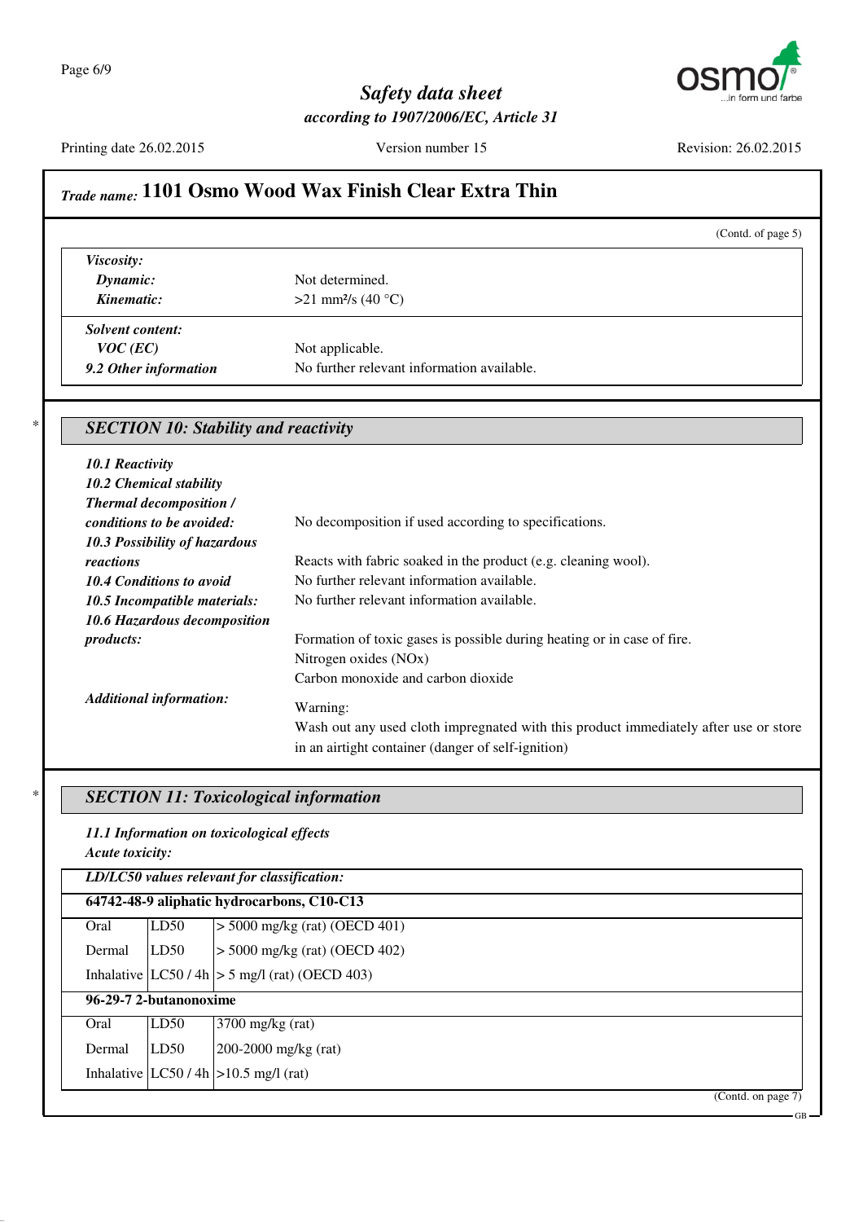## Trade name: 1101 Osmo Wood Wax Finish Clear Extra Thin

(Contd. of page 5)

| | |
|---|---|
| ***Viscosity:*** | |
| ***Dynamic:*** | Not determined. |
| ***Kinematic:*** | >21 mm²/s (40 °C) |
| ***Solvent content:*** | |
| ***VOC (EC)*** | Not applicable. |
| ***9.2 Other information*** | No further relevant information available. |

## * SECTION 10: Stability and reactivity

***10.1 Reactivity***

***10.2 Chemical stability***

***Thermal decomposition / conditions to be avoided:*** No decomposition if used according to specifications.

***10.3 Possibility of hazardous reactions*** Reacts with fabric soaked in the product (e.g. cleaning wool).

***10.4 Conditions to avoid*** No further relevant information available.

***10.5 Incompatible materials:*** No further relevant information available.

***10.6 Hazardous decomposition products:*** Formation of toxic gases is possible during heating or in case of fire.
Nitrogen oxides (NOx)
Carbon monoxide and carbon dioxide

***Additional information:*** Warning:
Wash out any used cloth impregnated with this product immediately after use or store in an airtight container (danger of self-ignition)

## * SECTION 11: Toxicological information

***11.1 Information on toxicological effects***

***Acute toxicity:***

| ***LD/LC50 values relevant for classification:*** | | |
|---|---|---|
| **64742-48-9 aliphatic hydrocarbons, C10-C13** | | |
| Oral | LD50 | > 5000 mg/kg (rat) (OECD 401) |
| Dermal | LD50 | > 5000 mg/kg (rat) (OECD 402) |
| Inhalative | LC50 / 4h | > 5 mg/l (rat) (OECD 403) |
| **96-29-7 2-butanonoxime** | | |
| Oral | LD50 | 3700 mg/kg (rat) |
| Dermal | LD50 | 200-2000 mg/kg (rat) |
| Inhalative | LC50 / 4h | >10.5 mg/l (rat) |

(Contd. on page 7)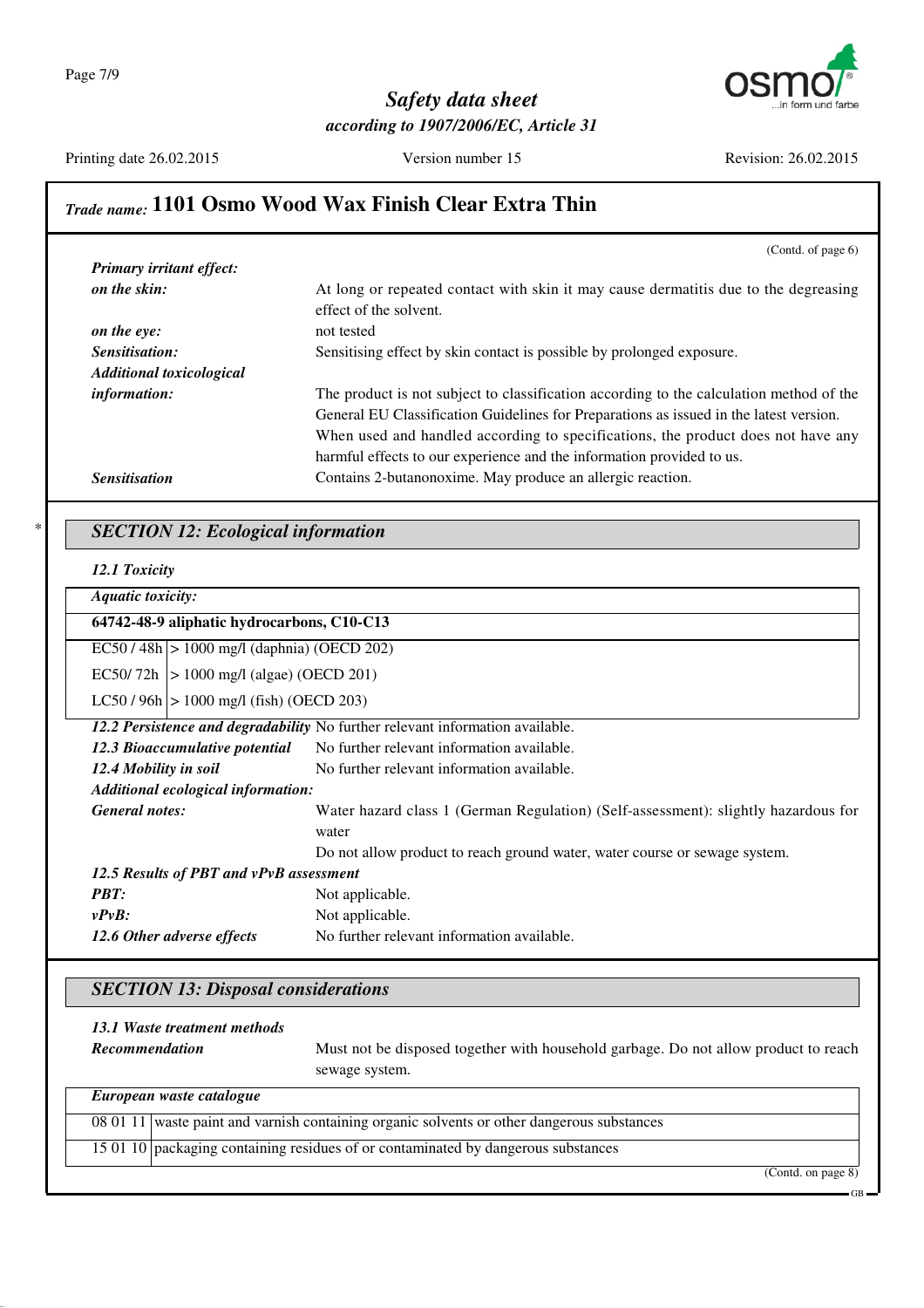## Trade name: 1101 Osmo Wood Wax Finish Clear Extra Thin

(Contd. of page 6)

***Primary irritant effect:***

***on the skin:*** At long or repeated contact with skin it may cause dermatitis due to the degreasing effect of the solvent.

***on the eye:*** not tested

***Sensitisation:*** Sensitising effect by skin contact is possible by prolonged exposure.

***Additional toxicological information:*** The product is not subject to classification according to the calculation method of the General EU Classification Guidelines for Preparations as issued in the latest version. When used and handled according to specifications, the product does not have any harmful effects to our experience and the information provided to us.

***Sensitisation*** Contains 2-butanonoxime. May produce an allergic reaction.

## SECTION 12: Ecological information

***12.1 Toxicity***

***Aquatic toxicity:***

| **64742-48-9 aliphatic hydrocarbons, C10-C13** | |
|---|---|
| EC50 / 48h | > 1000 mg/l (daphnia) (OECD 202) |
| EC50/ 72h | > 1000 mg/l (algae) (OECD 201) |
| LC50 / 96h | > 1000 mg/l (fish) (OECD 203) |

***12.2 Persistence and degradability*** No further relevant information available.

***12.3 Bioaccumulative potential*** No further relevant information available.

***12.4 Mobility in soil*** No further relevant information available.

***Additional ecological information:***

***General notes:*** Water hazard class 1 (German Regulation) (Self-assessment): slightly hazardous for water

Do not allow product to reach ground water, water course or sewage system.

***12.5 Results of PBT and vPvB assessment***

***PBT:*** Not applicable.

***vPvB:*** Not applicable.

***12.6 Other adverse effects*** No further relevant information available.

## SECTION 13: Disposal considerations

***13.1 Waste treatment methods***

***Recommendation*** Must not be disposed together with household garbage. Do not allow product to reach sewage system.

| ***European waste catalogue*** | |
|---|---|
| 08 01 11 | waste paint and varnish containing organic solvents or other dangerous substances |
| 15 01 10 | packaging containing residues of or contaminated by dangerous substances |

(Contd. on page 8)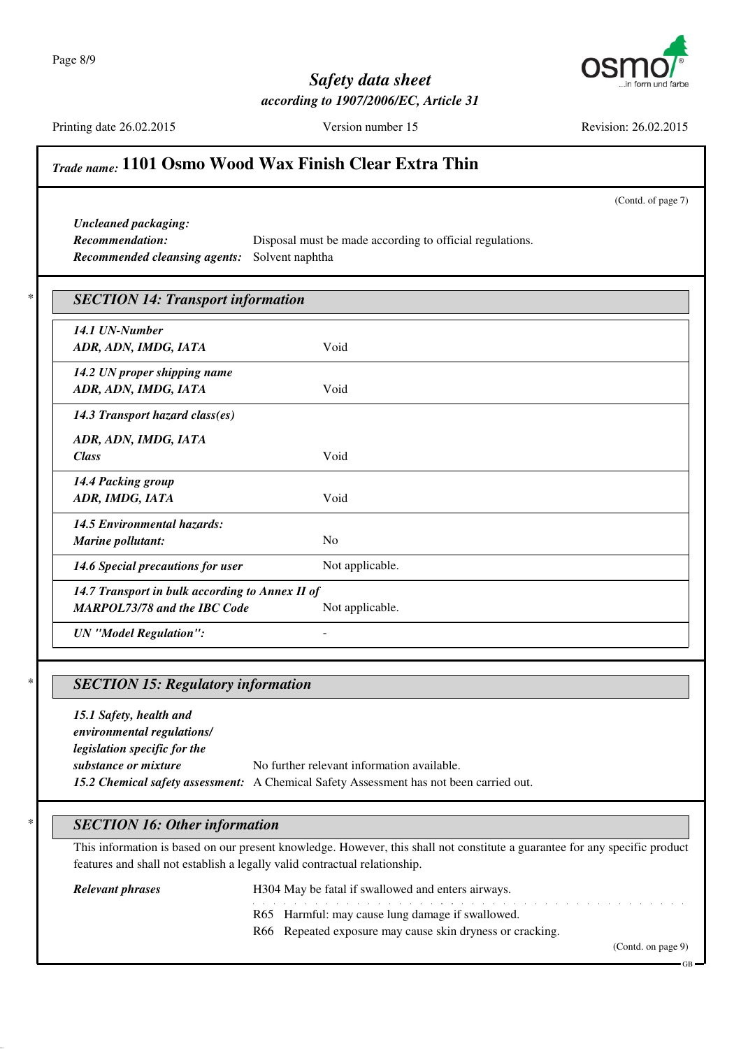## Trade name: 1101 Osmo Wood Wax Finish Clear Extra Thin

(Contd. of page 7)

*Uncleaned packaging:*

***Recommendation:*** Disposal must be made according to official regulations.

***Recommended cleansing agents:*** Solvent naphtha

## * SECTION 14: Transport information

| | |
|---|---|
| ***14.1 UN-Number*** | |
| ***ADR, ADN, IMDG, IATA*** | Void |
| ***14.2 UN proper shipping name*** | |
| ***ADR, ADN, IMDG, IATA*** | Void |
| ***14.3 Transport hazard class(es)*** | |
| ***ADR, ADN, IMDG, IATA*** | |
| ***Class*** | Void |
| ***14.4 Packing group*** | |
| ***ADR, IMDG, IATA*** | Void |
| ***14.5 Environmental hazards:*** | |
| ***Marine pollutant:*** | No |
| ***14.6 Special precautions for user*** | Not applicable. |
| ***14.7 Transport in bulk according to Annex II of MARPOL73/78 and the IBC Code*** | Not applicable. |
| ***UN "Model Regulation":*** | - |

## * SECTION 15: Regulatory information

***15.1 Safety, health and environmental regulations/ legislation specific for the substance or mixture*** No further relevant information available.

***15.2 Chemical safety assessment:*** A Chemical Safety Assessment has not been carried out.

## * SECTION 16: Other information

This information is based on our present knowledge. However, this shall not constitute a guarantee for any specific product features and shall not establish a legally valid contractual relationship.

***Relevant phrases***

H304 May be fatal if swallowed and enters airways.

R65 Harmful: may cause lung damage if swallowed.

R66 Repeated exposure may cause skin dryness or cracking.

(Contd. on page 9)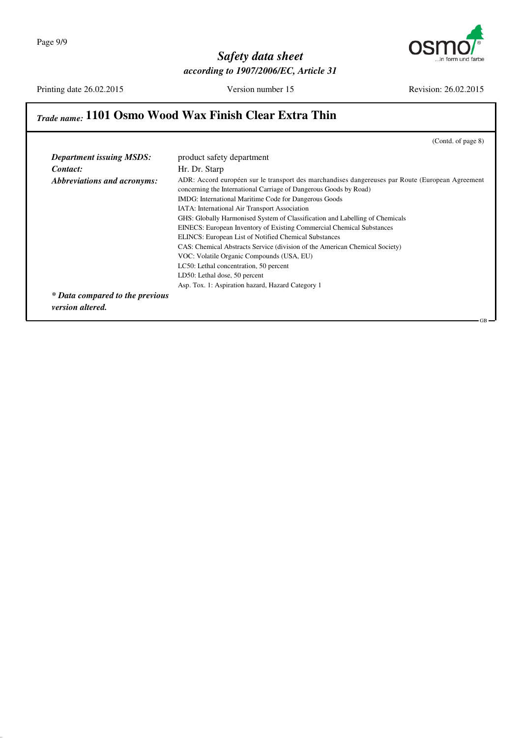## Trade name: 1101 Osmo Wood Wax Finish Clear Extra Thin

(Contd. of page 8)

***Department issuing MSDS:*** product safety department

***Contact:*** Hr. Dr. Starp

***Abbreviations and acronyms:***

ADR: Accord européen sur le transport des marchandises dangereuses par Route (European Agreement concerning the International Carriage of Dangerous Goods by Road)
IMDG: International Maritime Code for Dangerous Goods
IATA: International Air Transport Association
GHS: Globally Harmonised System of Classification and Labelling of Chemicals
EINECS: European Inventory of Existing Commercial Chemical Substances
ELINCS: European List of Notified Chemical Substances
CAS: Chemical Abstracts Service (division of the American Chemical Society)
VOC: Volatile Organic Compounds (USA, EU)
LC50: Lethal concentration, 50 percent
LD50: Lethal dose, 50 percent
Asp. Tox. 1: Aspiration hazard, Hazard Category 1

***\* Data compared to the previous version altered.***